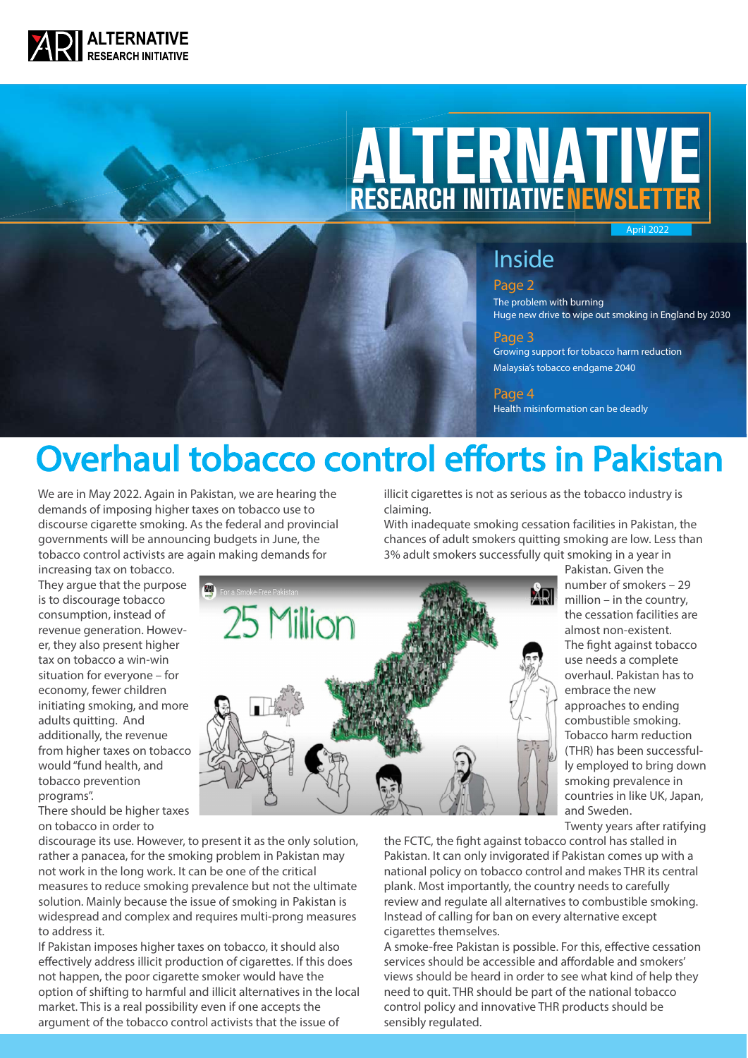# ALTERNATIVE RESEARCH INITIATIVE NEWSLETTER

April 2022

## Inside

**Page 2**

The problem with burning

Huge new drive to wipe out smoking in England by 2030

**Page 3**

Growing support for tobacco harm reduction

Malaysia's tobacco endgame 2040

**Page 4**

Health misinformation can be deadly

# Overhaul tobacco control efforts in Pakistan

We are in May 2022. Again in Pakistan, we are hearing the demands of imposing higher taxes on tobacco use to discourse cigarette smoking. As the federal and provincial governments will be announcing budgets in June, the tobacco control activists are again making demands for increasing tax on tobacco.

They argue that the purpose is to discourage tobacco consumption, instead of revenue generation. However, they also present higher tax on tobacco a win-win situation for everyone – for economy, fewer children initiating smoking, and more adults quitting. And additionally, the revenue from higher taxes on tobacco would "fund health, and tobacco prevention programs".

There should be higher taxes on tobacco in order to discourage its use. However, to present it as the only solution, rather a panacea, for the smoking problem in Pakistan may not work in the long work. It can be one of the critical measures to reduce smoking prevalence but not the ultimate solution. Mainly because the issue of smoking in Pakistan is widespread and complex and requires multi-prong measures to address it.

If Pakistan imposes higher taxes on tobacco, it should also effectively address illicit production of cigarettes. If this does not happen, the poor cigarette smoker would have the option of shifting to harmful and illicit alternatives in the local market. This is a real possibility even if one accepts the argument of the tobacco control activists that the issue of illicit cigarettes is not as serious as the tobacco industry is claiming.

With inadequate smoking cessation facilities in Pakistan, the chances of adult smokers quitting smoking are low. Less than 3% adult smokers successfully quit smoking in a year in Pakistan. Given the number of smokers – 29 million – in the country, the cessation facilities are almost non-existent.

The fight against tobacco use needs a complete overhaul. Pakistan has to embrace the new approaches to ending combustible smoking. Tobacco harm reduction (THR) has been successfully employed to bring down smoking prevalence in countries in like UK, Japan, and Sweden.

Twenty years after ratifying the FCTC, the fight against tobacco control has stalled in Pakistan. It can only invigorated if Pakistan comes up with a national policy on tobacco control and makes THR its central plank. Most importantly, the country needs to carefully review and regulate all alternatives to combustible smoking. Instead of calling for ban on every alternative except cigarettes themselves.

A smoke-free Pakistan is possible. For this, effective cessation services should be accessible and affordable and smokers' views should be heard in order to see what kind of help they need to quit. THR should be part of the national tobacco control policy and innovative THR products should be sensibly regulated.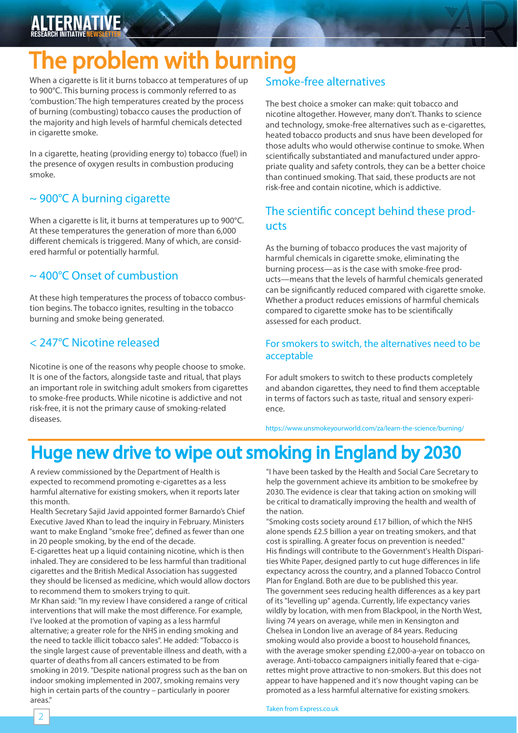# The problem with burning

When a cigarette is lit it burns tobacco at temperatures of up to 900°C. This burning process is commonly referred to as 'combustion.' The high temperatures created by the process of burning (combusting) tobacco causes the production of the majority and high levels of harmful chemicals detected in cigarette smoke.

In a cigarette, heating (providing energy to) tobacco (fuel) in the presence of oxygen results in combustion producing smoke.

## ~ 900°C A burning cigarette

When a cigarette is lit, it burns at temperatures up to 900°C. At these temperatures the generation of more than 6,000 different chemicals is triggered. Many of which, are considered harmful or potentially harmful.

## ~ 400°C Onset of cumbustion

At these high temperatures the process of tobacco combustion begins. The tobacco ignites, resulting in the tobacco burning and smoke being generated.

## < 247°C Nicotine released

Nicotine is one of the reasons why people choose to smoke. It is one of the factors, alongside taste and ritual, that plays an important role in switching adult smokers from cigarettes to smoke-free products. While nicotine is addictive and not risk-free, it is not the primary cause of smoking-related diseases.

## Smoke-free alternatives

The best choice a smoker can make: quit tobacco and nicotine altogether. However, many don't. Thanks to science and technology, smoke-free alternatives such as e-cigarettes, heated tobacco products and snus have been developed for those adults who would otherwise continue to smoke. When scientifically substantiated and manufactured under appropriate quality and safety controls, they can be a better choice than continued smoking. That said, these products are not risk-free and contain nicotine, which is addictive.

## The scientific concept behind these products

As the burning of tobacco produces the vast majority of harmful chemicals in cigarette smoke, eliminating the burning process—as is the case with smoke-free products—means that the levels of harmful chemicals generated can be significantly reduced compared with cigarette smoke. Whether a product reduces emissions of harmful chemicals compared to cigarette smoke has to be scientifically assessed for each product.

### For smokers to switch, the alternatives need to be acceptable

For adult smokers to switch to these products completely and abandon cigarettes, they need to find them acceptable in terms of factors such as taste, ritual and sensory experience.

https://www.unsmokeyourworld.com/za/learn-the-science/burning/

# Huge new drive to wipe out smoking in England by 2030

A review commissioned by the Department of Health is expected to recommend promoting e-cigarettes as a less harmful alternative for existing smokers, when it reports later this month.

Health Secretary Sajid Javid appointed former Barnardo's Chief Executive Javed Khan to lead the inquiry in February. Ministers want to make England "smoke free", defined as fewer than one in 20 people smoking, by the end of the decade.

E-cigarettes heat up a liquid containing nicotine, which is then inhaled. They are considered to be less harmful than traditional cigarettes and the British Medical Association has suggested they should be licensed as medicine, which would allow doctors to recommend them to smokers trying to quit.

Mr Khan said: "In my review I have considered a range of critical interventions that will make the most difference. For example, I've looked at the promotion of vaping as a less harmful alternative; a greater role for the NHS in ending smoking and the need to tackle illicit tobacco sales". He added: "Tobacco is the single largest cause of preventable illness and death, with a quarter of deaths from all cancers estimated to be from smoking in 2019. "Despite national progress such as the ban on indoor smoking implemented in 2007, smoking remains very high in certain parts of the country – particularly in poorer areas."

"I have been tasked by the Health and Social Care Secretary to help the government achieve its ambition to be smokefree by 2030. The evidence is clear that taking action on smoking will be critical to dramatically improving the health and wealth of the nation.

"Smoking costs society around £17 billion, of which the NHS alone spends £2.5 billion a year on treating smokers, and that cost is spiralling. A greater focus on prevention is needed."

His findings will contribute to the Government's Health Disparities White Paper, designed partly to cut huge differences in life expectancy across the country, and a planned Tobacco Control Plan for England. Both are due to be published this year.

The government sees reducing health differences as a key part of its "levelling up" agenda. Currently, life expectancy varies wildly by location, with men from Blackpool, in the North West, living 74 years on average, while men in Kensington and Chelsea in London live an average of 84 years. Reducing smoking would also provide a boost to household finances, with the average smoker spending £2,000-a-year on tobacco on average. Anti-tobacco campaigners initially feared that e-cigarettes might prove attractive to non-smokers. But this does not appear to have happened and it's now thought vaping can be promoted as a less harmful alternative for existing smokers.

Taken from Express.co.uk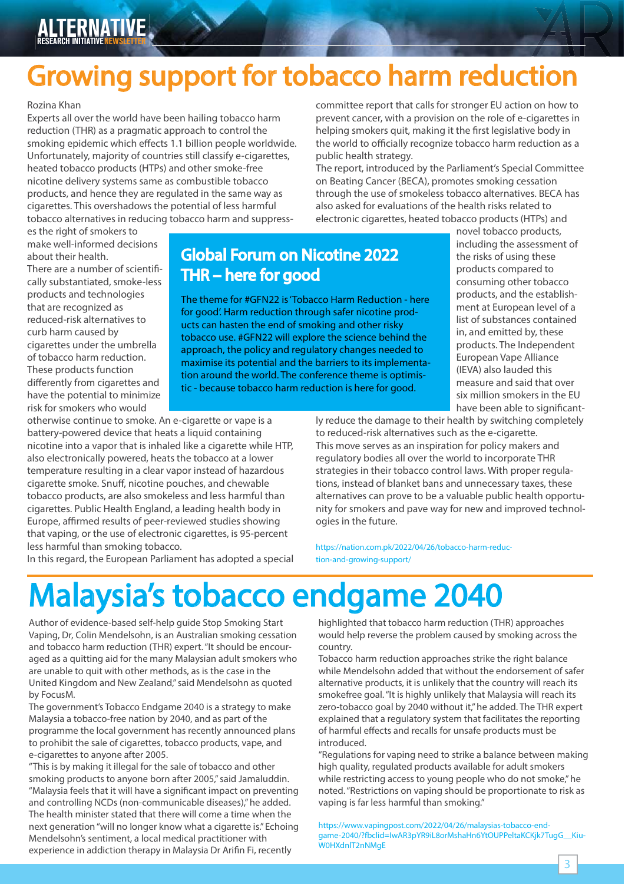# Growing support for tobacco harm reduction

Rozina Khan

Experts all over the world have been hailing tobacco harm reduction (THR) as a pragmatic approach to control the smoking epidemic which effects 1.1 billion people worldwide. Unfortunately, majority of countries still classify e-cigarettes, heated tobacco products (HTPs) and other smoke-free nicotine delivery systems same as combustible tobacco products, and hence they are regulated in the same way as cigarettes. This overshadows the potential of less harmful tobacco alternatives in reducing tobacco harm and suppresses the right of smokers to make well-informed decisions about their health.

There are a number of scientifically substantiated, smoke-less products and technologies that are recognized as reduced-risk alternatives to curb harm caused by cigarettes under the umbrella of tobacco harm reduction. These products function differently from cigarettes and have the potential to minimize risk for smokers who would otherwise continue to smoke. An e-cigarette or vape is a battery-powered device that heats a liquid containing nicotine into a vapor that is inhaled like a cigarette while HTP, also electronically powered, heats the tobacco at a lower temperature resulting in a clear vapor instead of hazardous cigarette smoke. Snuff, nicotine pouches, and chewable tobacco products, are also smokeless and less harmful than cigarettes. Public Health England, a leading health body in Europe, affirmed results of peer-reviewed studies showing that vaping, or the use of electronic cigarettes, is 95-percent less harmful than smoking tobacco.

In this regard, the European Parliament has adopted a special committee report that calls for stronger EU action on how to prevent cancer, with a provision on the role of e-cigarettes in helping smokers quit, making it the first legislative body in the world to officially recognize tobacco harm reduction as a public health strategy.

The report, introduced by the Parliament's Special Committee on Beating Cancer (BECA), promotes smoking cessation through the use of smokeless tobacco alternatives. BECA has also asked for evaluations of the health risks related to electronic cigarettes, heated tobacco products (HTPs) and novel tobacco products, including the assessment of the risks of using these products compared to consuming other tobacco products, and the establishment at European level of a list of substances contained in, and emitted by, these products. The Independent European Vape Alliance (IEVA) also lauded this measure and said that over six million smokers in the EU have been able to significantly reduce the damage to their health by switching completely to reduced-risk alternatives such as the e-cigarette.

This move serves as an inspiration for policy makers and regulatory bodies all over the world to incorporate THR strategies in their tobacco control laws. With proper regulations, instead of blanket bans and unnecessary taxes, these alternatives can prove to be a valuable public health opportunity for smokers and pave way for new and improved technologies in the future.

https://nation.com.pk/2022/04/26/tobacco-harm-reduction-and-growing-support/

## Global Forum on Nicotine 2022 THR – here for good

The theme for #GFN22 is 'Tobacco Harm Reduction - here for good'. Harm reduction through safer nicotine products can hasten the end of smoking and other risky tobacco use. #GFN22 will explore the science behind the approach, the policy and regulatory changes needed to maximise its potential and the barriers to its implementation around the world. The conference theme is optimistic - because tobacco harm reduction is here for good.

# Malaysia's tobacco endgame 2040

Author of evidence-based self-help guide Stop Smoking Start Vaping, Dr, Colin Mendelsohn, is an Australian smoking cessation and tobacco harm reduction (THR) expert. "It should be encouraged as a quitting aid for the many Malaysian adult smokers who are unable to quit with other methods, as is the case in the United Kingdom and New Zealand," said Mendelsohn as quoted by FocusM.

The government's Tobacco Endgame 2040 is a strategy to make Malaysia a tobacco-free nation by 2040, and as part of the programme the local government has recently announced plans to prohibit the sale of cigarettes, tobacco products, vape, and e-cigarettes to anyone after 2005.

"This is by making it illegal for the sale of tobacco and other smoking products to anyone born after 2005," said Jamaluddin. "Malaysia feels that it will have a significant impact on preventing and controlling NCDs (non-communicable diseases)," he added. The health minister stated that there will come a time when the next generation "will no longer know what a cigarette is." Echoing Mendelsohn's sentiment, a local medical practitioner with experience in addiction therapy in Malaysia Dr Arifin Fi, recently highlighted that tobacco harm reduction (THR) approaches would help reverse the problem caused by smoking across the country.

Tobacco harm reduction approaches strike the right balance while Mendelsohn added that without the endorsement of safer alternative products, it is unlikely that the country will reach its smokefree goal. "It is highly unlikely that Malaysia will reach its zero-tobacco goal by 2040 without it," he added. The THR expert explained that a regulatory system that facilitates the reporting of harmful effects and recalls for unsafe products must be introduced.

"Regulations for vaping need to strike a balance between making high quality, regulated products available for adult smokers while restricting access to young people who do not smoke," he noted. "Restrictions on vaping should be proportionate to risk as vaping is far less harmful than smoking."

https://www.vapingpost.com/2022/04/26/malaysias-tobacco-endgame-2040/?fbclid=IwAR3pYR9iL8orMshaHn6YtOUPPeltaKCKjk7TugG__KiuW0HXdnlT2nNMgE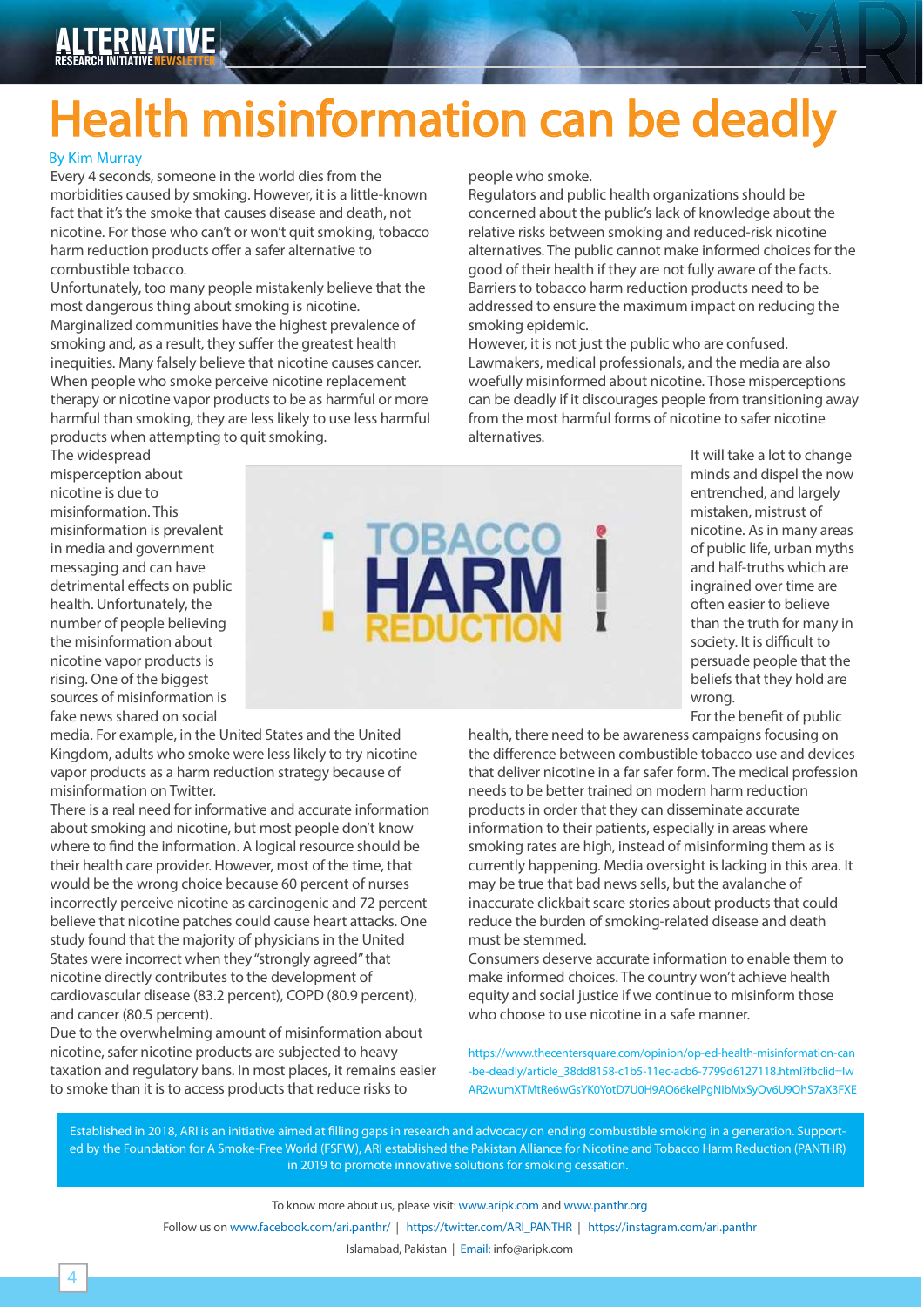# Health misinformation can be deadly

By Kim Murray

Every 4 seconds, someone in the world dies from the morbidities caused by smoking. However, it is a little-known fact that it's the smoke that causes disease and death, not nicotine. For those who can't or won't quit smoking, tobacco harm reduction products offer a safer alternative to combustible tobacco.

Unfortunately, too many people mistakenly believe that the most dangerous thing about smoking is nicotine.

Marginalized communities have the highest prevalence of smoking and, as a result, they suffer the greatest health inequities. Many falsely believe that nicotine causes cancer. When people who smoke perceive nicotine replacement therapy or nicotine vapor products to be as harmful or more harmful than smoking, they are less likely to use less harmful products when attempting to quit smoking.

The widespread misperception about nicotine is due to misinformation. This misinformation is prevalent in media and government messaging and can have detrimental effects on public health. Unfortunately, the number of people believing the misinformation about nicotine vapor products is rising. One of the biggest sources of misinformation is fake news shared on social media. For example, in the United States and the United Kingdom, adults who smoke were less likely to try nicotine vapor products as a harm reduction strategy because of misinformation on Twitter.

There is a real need for informative and accurate information about smoking and nicotine, but most people don't know where to find the information. A logical resource should be their health care provider. However, most of the time, that would be the wrong choice because 60 percent of nurses incorrectly perceive nicotine as carcinogenic and 72 percent believe that nicotine patches could cause heart attacks. One study found that the majority of physicians in the United States were incorrect when they "strongly agreed" that nicotine directly contributes to the development of cardiovascular disease (83.2 percent), COPD (80.9 percent), and cancer (80.5 percent).

Due to the overwhelming amount of misinformation about nicotine, safer nicotine products are subjected to heavy taxation and regulatory bans. In most places, it remains easier to smoke than it is to access products that reduce risks to people who smoke.

Regulators and public health organizations should be concerned about the public's lack of knowledge about the relative risks between smoking and reduced-risk nicotine alternatives. The public cannot make informed choices for the good of their health if they are not fully aware of the facts. Barriers to tobacco harm reduction products need to be addressed to ensure the maximum impact on reducing the smoking epidemic.

However, it is not just the public who are confused. Lawmakers, medical professionals, and the media are also woefully misinformed about nicotine. Those misperceptions can be deadly if it discourages people from transitioning away from the most harmful forms of nicotine to safer nicotine alternatives.

It will take a lot to change minds and dispel the now entrenched, and largely mistaken, mistrust of nicotine. As in many areas of public life, urban myths and half-truths which are ingrained over time are often easier to believe than the truth for many in society. It is difficult to persuade people that the beliefs that they hold are wrong.

For the benefit of public health, there need to be awareness campaigns focusing on the difference between combustible tobacco use and devices that deliver nicotine in a far safer form. The medical profession needs to be better trained on modern harm reduction products in order that they can disseminate accurate information to their patients, especially in areas where smoking rates are high, instead of misinforming them as is currently happening. Media oversight is lacking in this area. It may be true that bad news sells, but the avalanche of inaccurate clickbait scare stories about products that could reduce the burden of smoking-related disease and death must be stemmed.

Consumers deserve accurate information to enable them to make informed choices. The country won't achieve health equity and social justice if we continue to misinform those who choose to use nicotine in a safe manner.

https://www.thecentersquare.com/opinion/op-ed-health-misinformation-can-be-deadly/article_38dd8158-c1b5-11ec-acb6-7799d6127118.html?fbclid=IwAR2wumXTMtRe6wGsYK0YotD7U0H9AQ66kelPgNIbMxSyOv6U9QhS7aX3FXE

Established in 2018, ARI is an initiative aimed at filling gaps in research and advocacy on ending combustible smoking in a generation. Supported by the Foundation for A Smoke-Free World (FSFW), ARI established the Pakistan Alliance for Nicotine and Tobacco Harm Reduction (PANTHR) in 2019 to promote innovative solutions for smoking cessation.

To know more about us, please visit: www.aripk.com and www.panthr.org

Follow us on www.facebook.com/ari.panthr/ | https://twitter.com/ARI_PANTHR | https://instagram.com/ari.panthr

Islamabad, Pakistan | Email: info@aripk.com